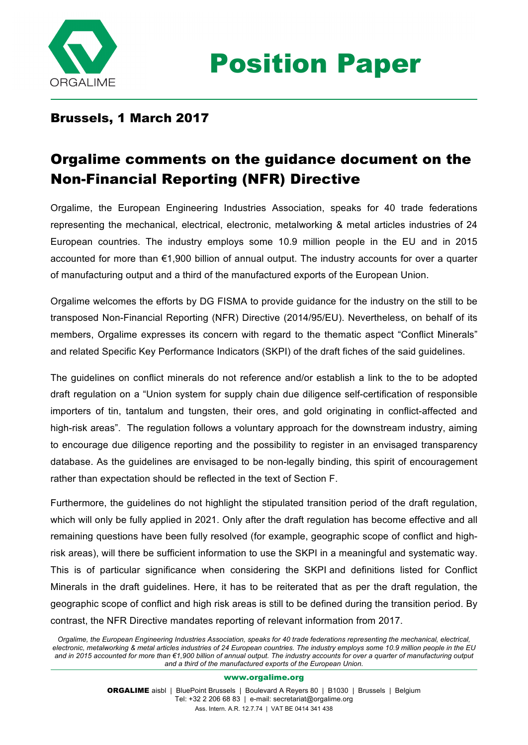# Position Paper

## Brussels, 1 March 2017

# Orgalime comments on the guidance document on the Non-Financial Reporting (NFR) Directive

Orgalime, the European Engineering Industries Association, speaks for 40 trade federations representing the mechanical, electrical, electronic, metalworking & metal articles industries of 24 European countries. The industry employs some 10.9 million people in the EU and in 2015 accounted for more than €1,900 billion of annual output. The industry accounts for over a quarter of manufacturing output and a third of the manufactured exports of the European Union.

Orgalime welcomes the efforts by DG FISMA to provide guidance for the industry on the still to be transposed Non-Financial Reporting (NFR) Directive (2014/95/EU). Nevertheless, on behalf of its members, Orgalime expresses its concern with regard to the thematic aspect "Conflict Minerals" and related Specific Key Performance Indicators (SKPI) of the draft fiches of the said guidelines.

The guidelines on conflict minerals do not reference and/or establish a link to the to be adopted draft regulation on a "Union system for supply chain due diligence self-certification of responsible importers of tin, tantalum and tungsten, their ores, and gold originating in conflict-affected and high-risk areas". The regulation follows a voluntary approach for the downstream industry, aiming to encourage due diligence reporting and the possibility to register in an envisaged transparency database. As the guidelines are envisaged to be non-legally binding, this spirit of encouragement rather than expectation should be reflected in the text of Section F.

Furthermore, the guidelines do not highlight the stipulated transition period of the draft regulation, which will only be fully applied in 2021. Only after the draft regulation has become effective and all remaining questions have been fully resolved (for example, geographic scope of conflict and high-risk areas), will there be sufficient information to use the SKPI in a meaningful and systematic way. This is of particular significance when considering the SKPI and definitions listed for Conflict Minerals in the draft guidelines. Here, it has to be reiterated that as per the draft regulation, the geographic scope of conflict and high risk areas is still to be defined during the transition period. By contrast, the NFR Directive mandates reporting of relevant information from 2017.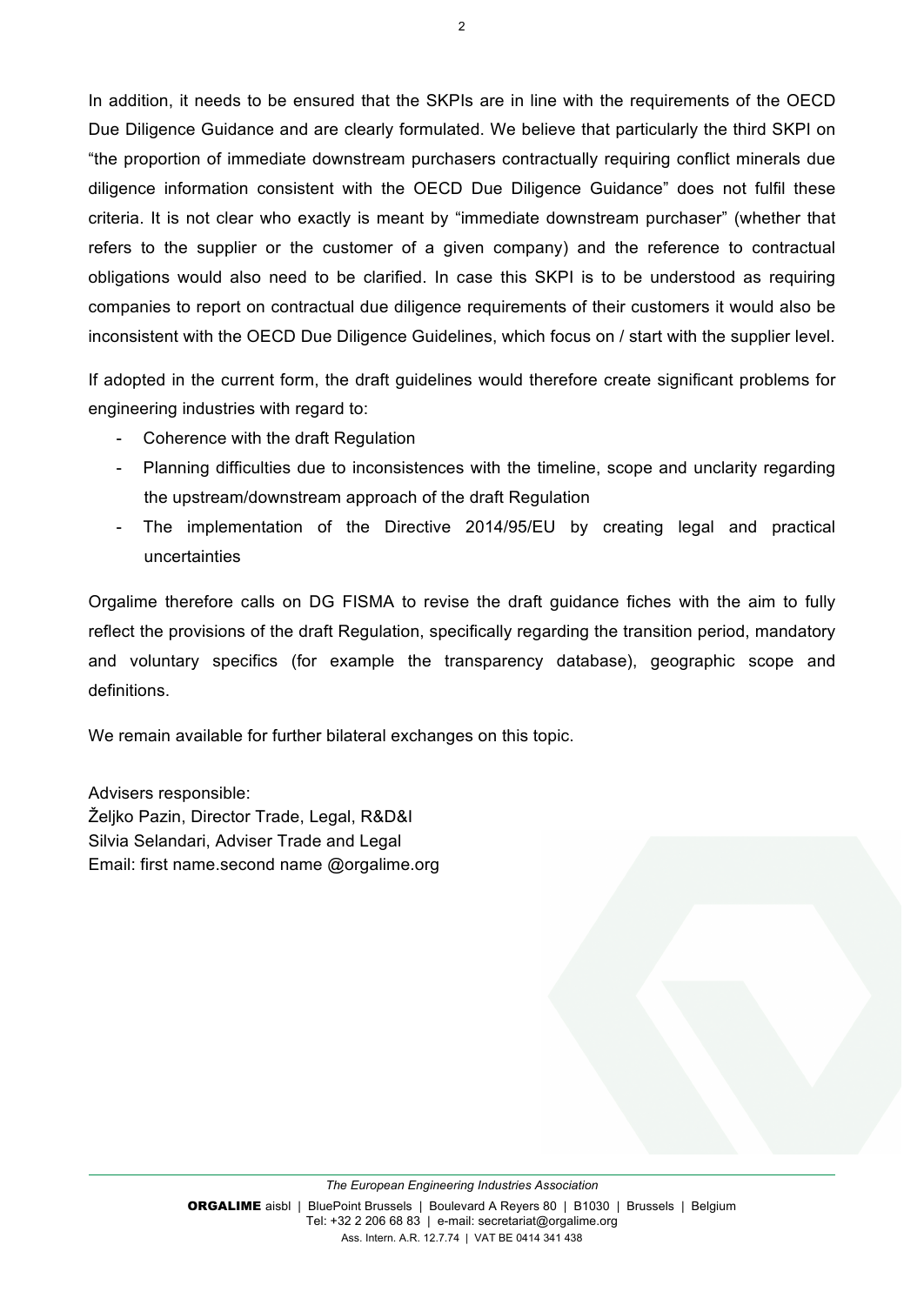In addition, it needs to be ensured that the SKPIs are in line with the requirements of the OECD Due Diligence Guidance and are clearly formulated. We believe that particularly the third SKPI on "the proportion of immediate downstream purchasers contractually requiring conflict minerals due diligence information consistent with the OECD Due Diligence Guidance" does not fulfil these criteria. It is not clear who exactly is meant by "immediate downstream purchaser" (whether that refers to the supplier or the customer of a given company) and the reference to contractual obligations would also need to be clarified. In case this SKPI is to be understood as requiring companies to report on contractual due diligence requirements of their customers it would also be inconsistent with the OECD Due Diligence Guidelines, which focus on / start with the supplier level.

If adopted in the current form, the draft guidelines would therefore create significant problems for engineering industries with regard to:

- Coherence with the draft Regulation
- Planning difficulties due to inconsistences with the timeline, scope and unclarity regarding the upstream/downstream approach of the draft Regulation
- The implementation of the Directive 2014/95/EU by creating legal and practical uncertainties

Orgalime therefore calls on DG FISMA to revise the draft guidance fiches with the aim to fully reflect the provisions of the draft Regulation, specifically regarding the transition period, mandatory and voluntary specifics (for example the transparency database), geographic scope and definitions.

We remain available for further bilateral exchanges on this topic.

Advisers responsible:
Željko Pazin, Director Trade, Legal, R&D&I
Silvia Selandari, Adviser Trade and Legal
Email: first name.second name @orgalime.org